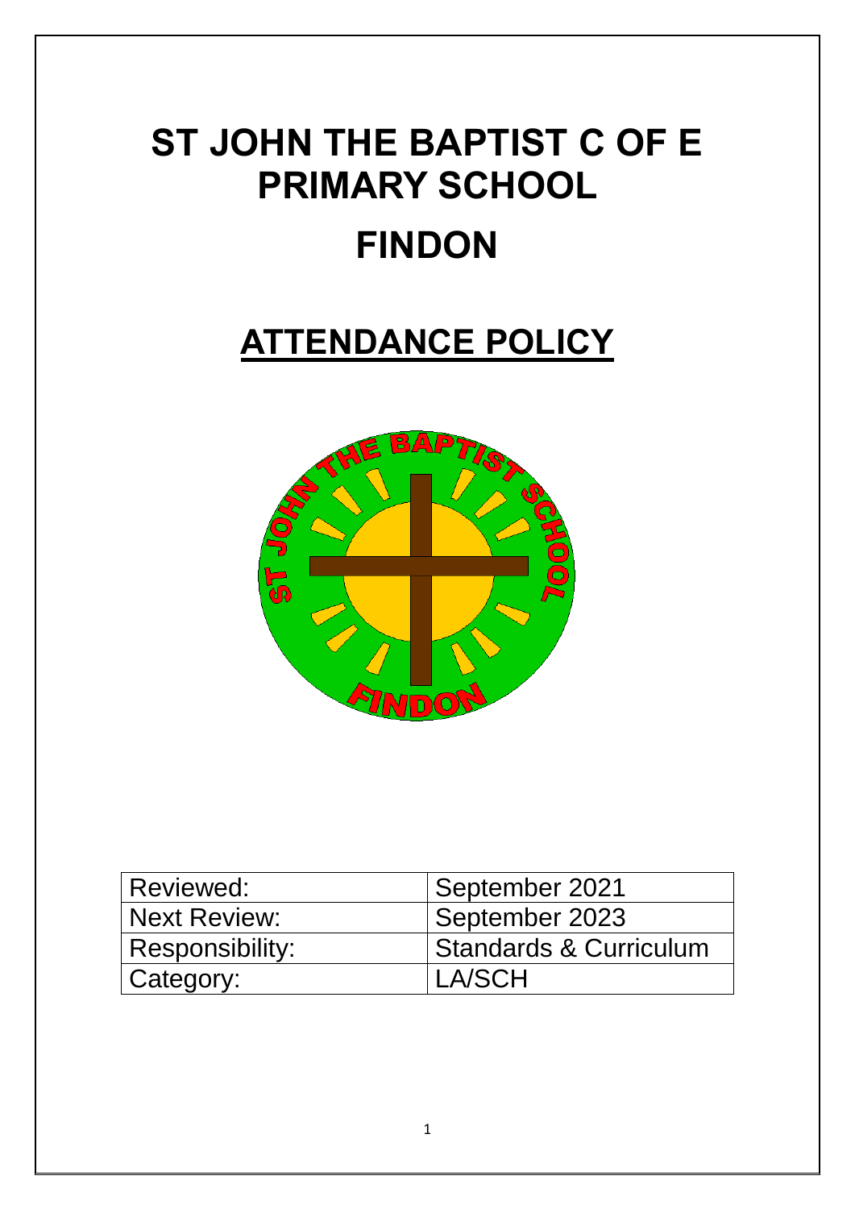# ST JOHN THE BAPTIST C OF E PRIMARY SCHOOL

# FINDON

## ATTENDANCE POLICY

| Reviewed: | September 2021 |
|---|---|
| Next Review: | September 2023 |
| Responsibility: | Standards & Curriculum |
| Category: | LA/SCH |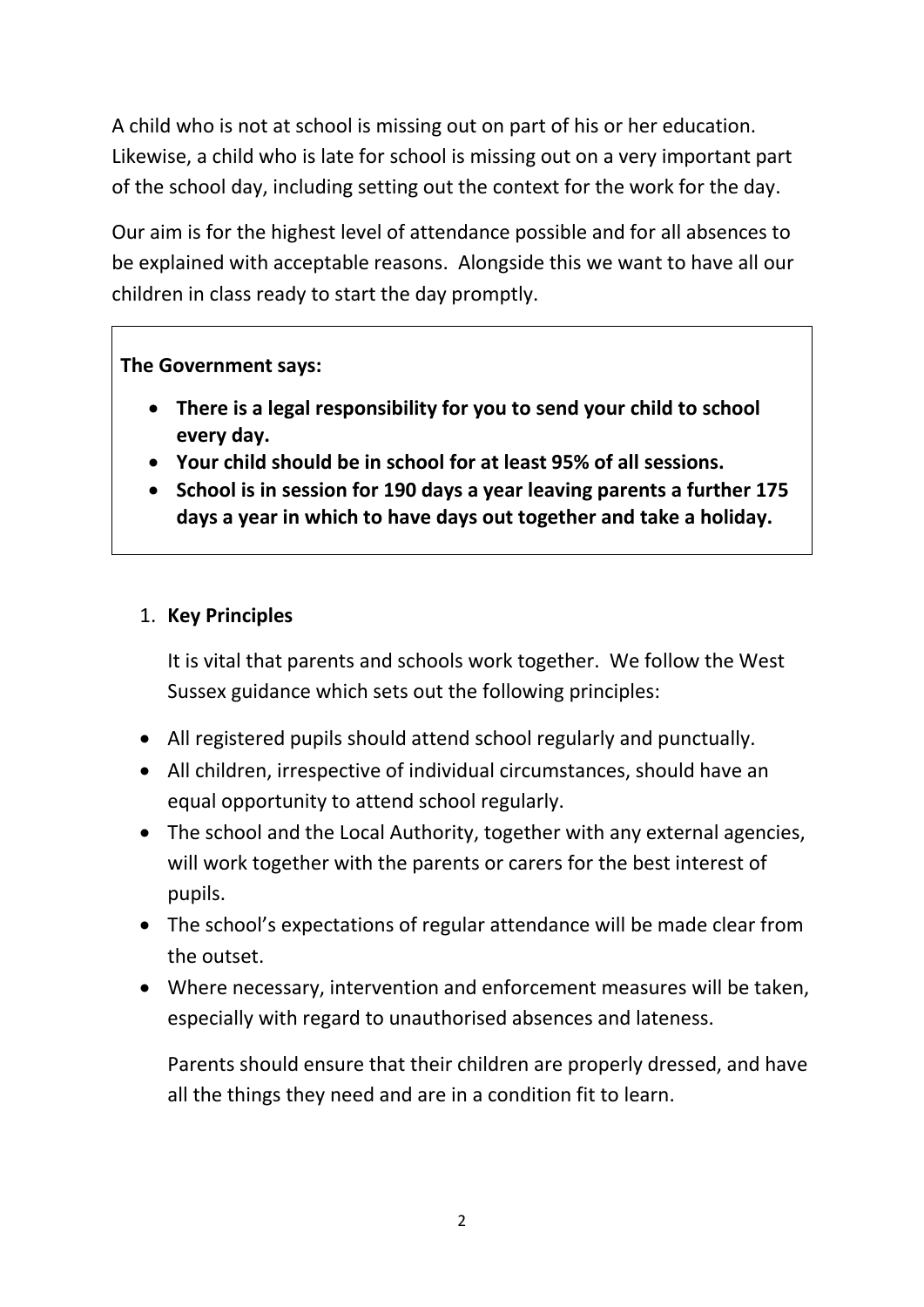A child who is not at school is missing out on part of his or her education. Likewise, a child who is late for school is missing out on a very important part of the school day, including setting out the context for the work for the day.

Our aim is for the highest level of attendance possible and for all absences to be explained with acceptable reasons. Alongside this we want to have all our children in class ready to start the day promptly.

**The Government says:**

- **There is a legal responsibility for you to send your child to school every day.**
- **Your child should be in school for at least 95% of all sessions.**
- **School is in session for 190 days a year leaving parents a further 175 days a year in which to have days out together and take a holiday.**

1. **Key Principles**

   It is vital that parents and schools work together. We follow the West Sussex guidance which sets out the following principles:

- All registered pupils should attend school regularly and punctually.
- All children, irrespective of individual circumstances, should have an equal opportunity to attend school regularly.
- The school and the Local Authority, together with any external agencies, will work together with the parents or carers for the best interest of pupils.
- The school's expectations of regular attendance will be made clear from the outset.
- Where necessary, intervention and enforcement measures will be taken, especially with regard to unauthorised absences and lateness.

Parents should ensure that their children are properly dressed, and have all the things they need and are in a condition fit to learn.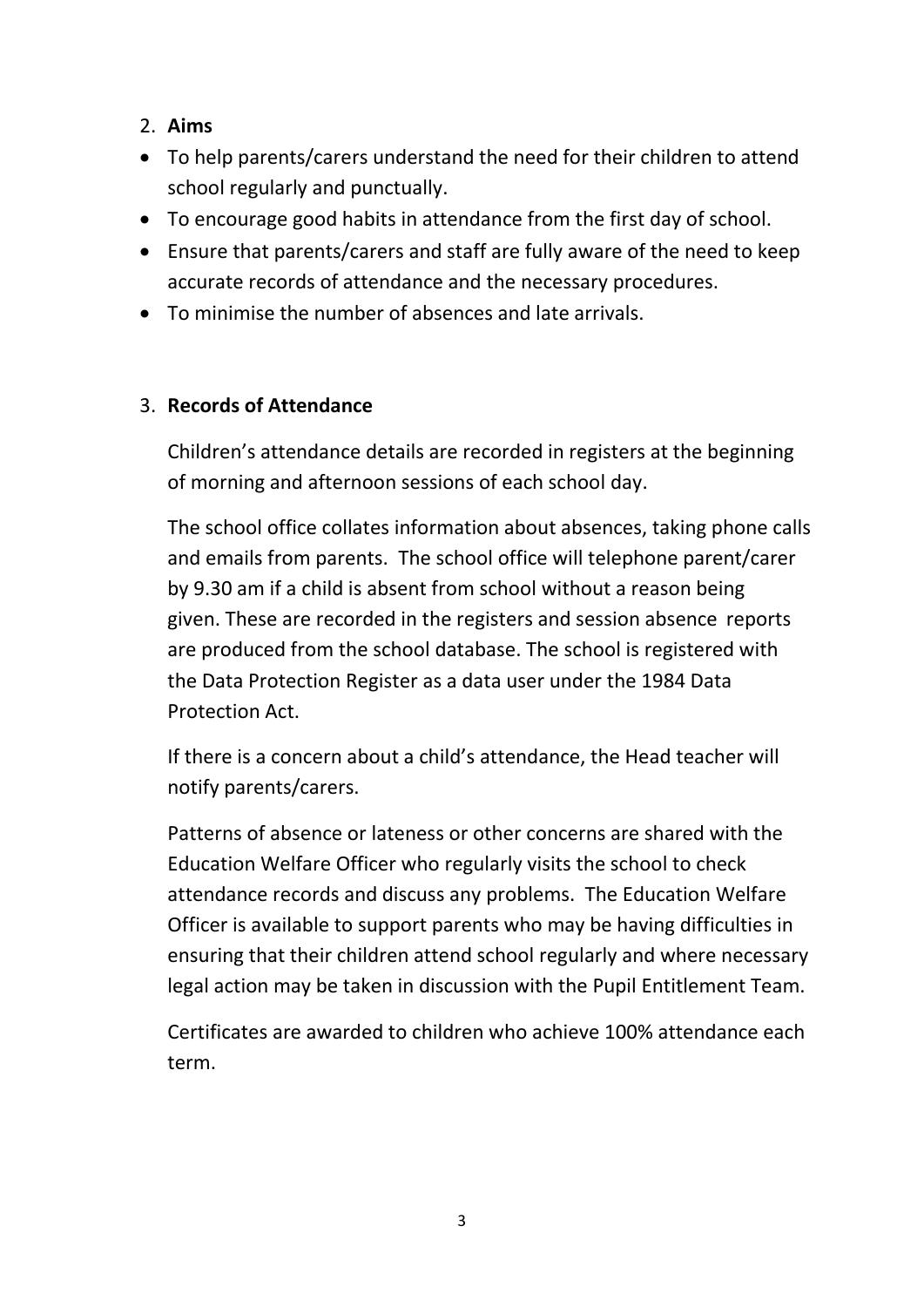## 2. Aims

- To help parents/carers understand the need for their children to attend school regularly and punctually.
- To encourage good habits in attendance from the first day of school.
- Ensure that parents/carers and staff are fully aware of the need to keep accurate records of attendance and the necessary procedures.
- To minimise the number of absences and late arrivals.

## 3. Records of Attendance

Children's attendance details are recorded in registers at the beginning of morning and afternoon sessions of each school day.

The school office collates information about absences, taking phone calls and emails from parents. The school office will telephone parent/carer by 9.30 am if a child is absent from school without a reason being given. These are recorded in the registers and session absence reports are produced from the school database. The school is registered with the Data Protection Register as a data user under the 1984 Data Protection Act.

If there is a concern about a child's attendance, the Head teacher will notify parents/carers.

Patterns of absence or lateness or other concerns are shared with the Education Welfare Officer who regularly visits the school to check attendance records and discuss any problems. The Education Welfare Officer is available to support parents who may be having difficulties in ensuring that their children attend school regularly and where necessary legal action may be taken in discussion with the Pupil Entitlement Team.

Certificates are awarded to children who achieve 100% attendance each term.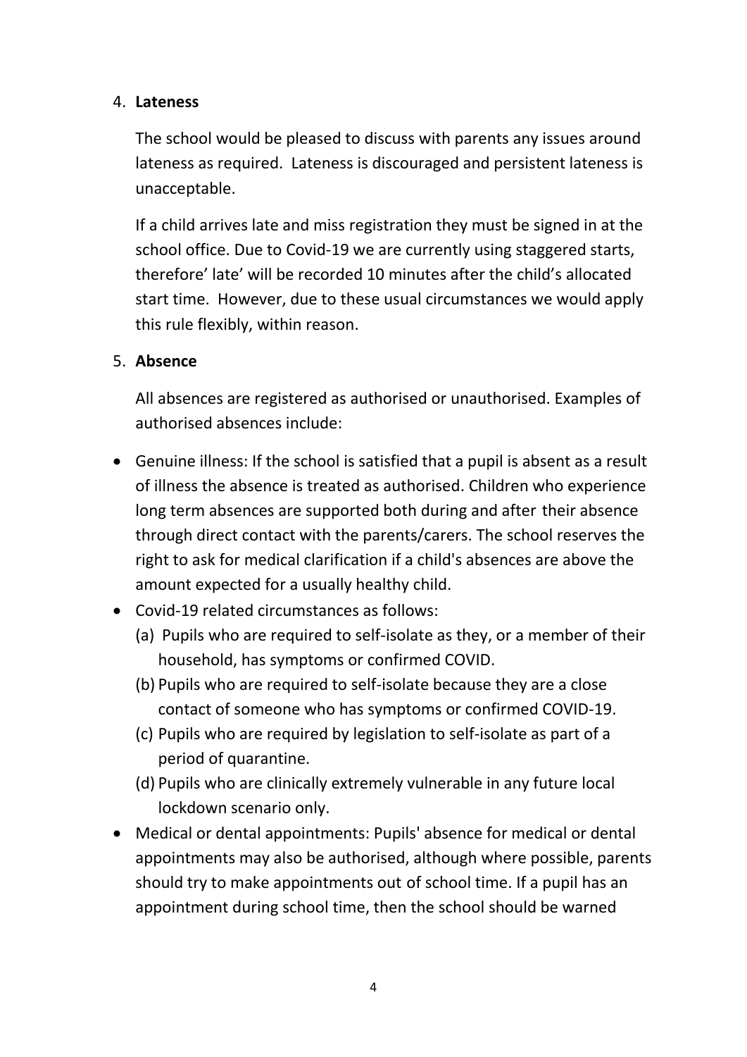4. **Lateness**

   The school would be pleased to discuss with parents any issues around lateness as required. Lateness is discouraged and persistent lateness is unacceptable.

   If a child arrives late and miss registration they must be signed in at the school office. Due to Covid-19 we are currently using staggered starts, therefore' late' will be recorded 10 minutes after the child's allocated start time. However, due to these usual circumstances we would apply this rule flexibly, within reason.

5. **Absence**

   All absences are registered as authorised or unauthorised. Examples of authorised absences include:

- Genuine illness: If the school is satisfied that a pupil is absent as a result of illness the absence is treated as authorised. Children who experience long term absences are supported both during and after their absence through direct contact with the parents/carers. The school reserves the right to ask for medical clarification if a child's absences are above the amount expected for a usually healthy child.
- Covid-19 related circumstances as follows:
  - (a) Pupils who are required to self-isolate as they, or a member of their household, has symptoms or confirmed COVID.
  - (b) Pupils who are required to self-isolate because they are a close contact of someone who has symptoms or confirmed COVID-19.
  - (c) Pupils who are required by legislation to self-isolate as part of a period of quarantine.
  - (d) Pupils who are clinically extremely vulnerable in any future local lockdown scenario only.
- Medical or dental appointments: Pupils' absence for medical or dental appointments may also be authorised, although where possible, parents should try to make appointments out of school time. If a pupil has an appointment during school time, then the school should be warned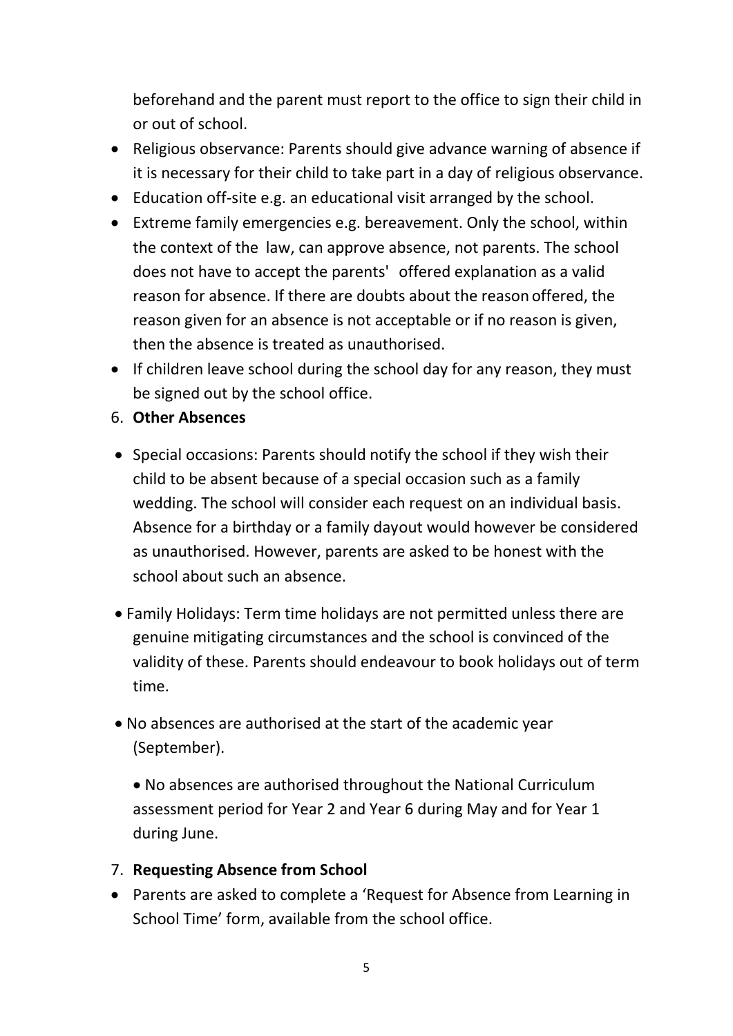beforehand and the parent must report to the office to sign their child in or out of school.

- Religious observance: Parents should give advance warning of absence if it is necessary for their child to take part in a day of religious observance.
- Education off-site e.g. an educational visit arranged by the school.
- Extreme family emergencies e.g. bereavement. Only the school, within the context of the law, can approve absence, not parents. The school does not have to accept the parents' offered explanation as a valid reason for absence. If there are doubts about the reason offered, the reason given for an absence is not acceptable or if no reason is given, then the absence is treated as unauthorised.
- If children leave school during the school day for any reason, they must be signed out by the school office.

6. **Other Absences**

- Special occasions: Parents should notify the school if they wish their child to be absent because of a special occasion such as a family wedding. The school will consider each request on an individual basis. Absence for a birthday or a family dayout would however be considered as unauthorised. However, parents are asked to be honest with the school about such an absence.
- Family Holidays: Term time holidays are not permitted unless there are genuine mitigating circumstances and the school is convinced of the validity of these. Parents should endeavour to book holidays out of term time.
- No absences are authorised at the start of the academic year (September).
- No absences are authorised throughout the National Curriculum assessment period for Year 2 and Year 6 during May and for Year 1 during June.

7. **Requesting Absence from School**

- Parents are asked to complete a 'Request for Absence from Learning in School Time' form, available from the school office.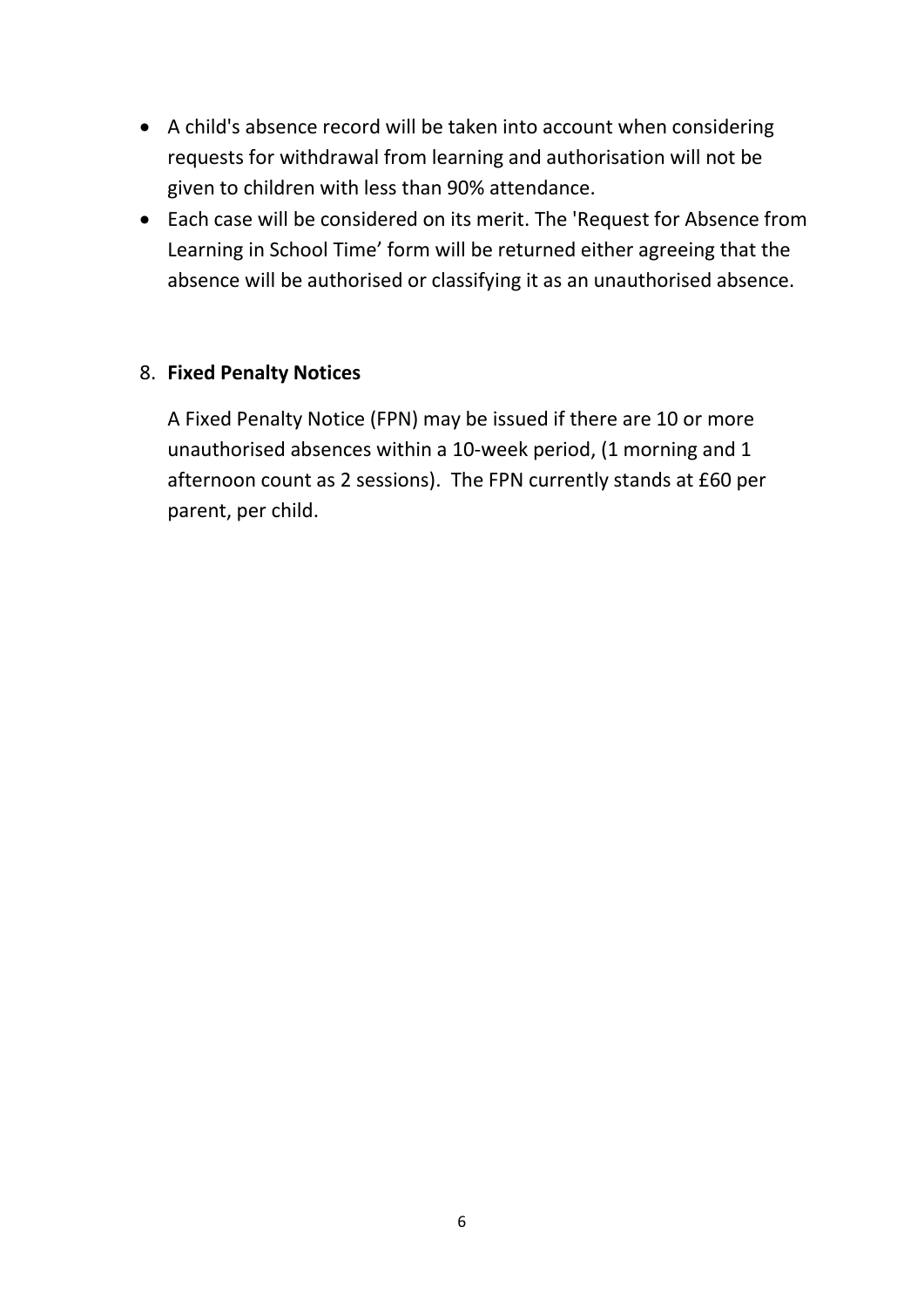- A child's absence record will be taken into account when considering requests for withdrawal from learning and authorisation will not be given to children with less than 90% attendance.
- Each case will be considered on its merit. The 'Request for Absence from Learning in School Time' form will be returned either agreeing that the absence will be authorised or classifying it as an unauthorised absence.

8. **Fixed Penalty Notices**

   A Fixed Penalty Notice (FPN) may be issued if there are 10 or more unauthorised absences within a 10-week period, (1 morning and 1 afternoon count as 2 sessions). The FPN currently stands at £60 per parent, per child.